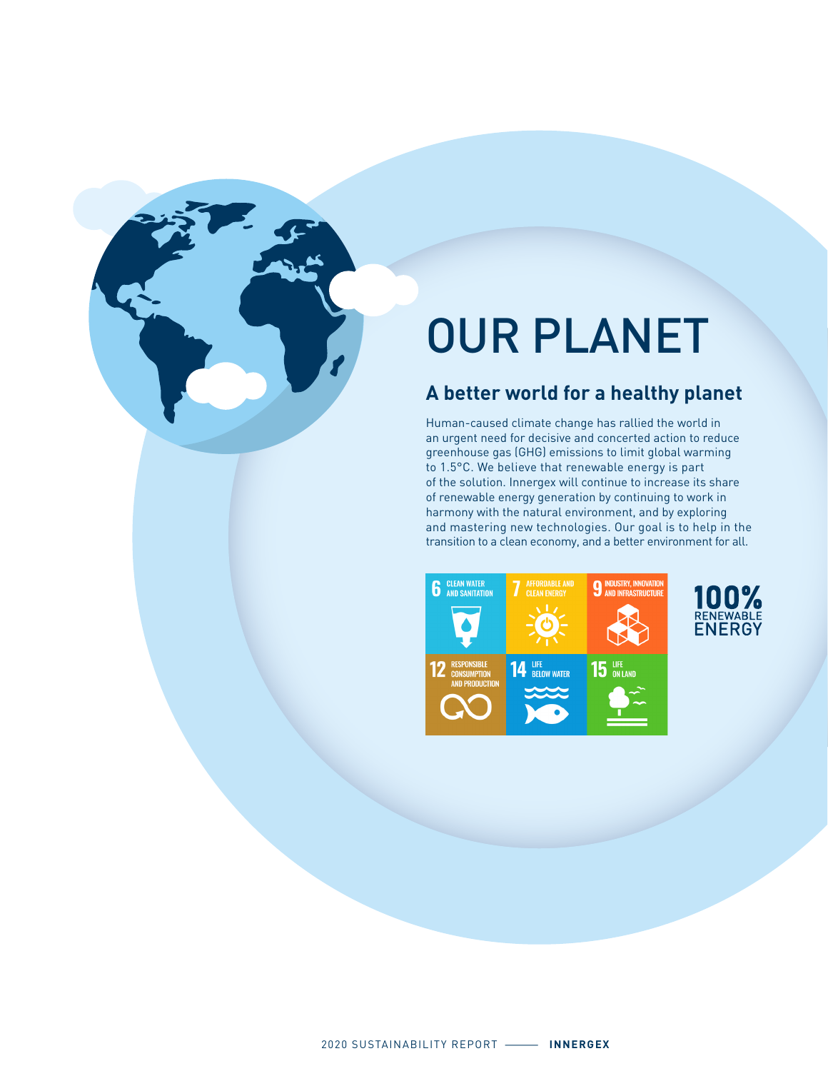# OUR PLANET

## A better world for a healthy planet

Human-caused climate change has rallied the world in an urgent need for decisive and concerted action to reduce greenhouse gas (GHG) emissions to limit global warming to 1.5°C. We believe that renewable energy is part of the solution. Innergex will continue to increase its share of renewable energy generation by continuing to work in harmony with the natural environment, and by exploring and mastering new technologies. Our goal is to help in the transition to a clean economy, and a better environment for all.

6 CLEAN WATER AND SANITATION

7 AFFORDABLE AND CLEAN ENERGY

9 INDUSTRY, INNOVATION AND INFRASTRUCTURE

12 RESPONSIBLE CONSUMPTION AND PRODUCTION

14 LIFE BELOW WATER

15 LIFE ON LAND

**100% RENEWABLE ENERGY**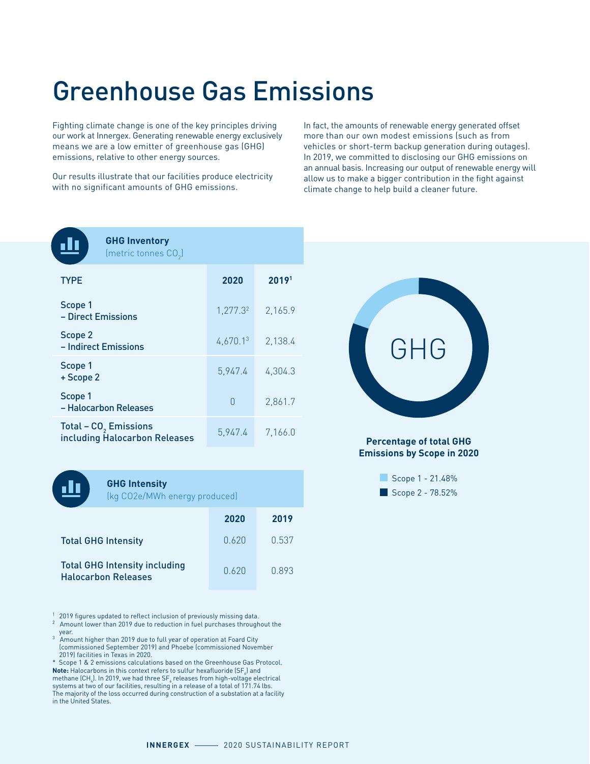# Greenhouse Gas Emissions

Fighting climate change is one of the key principles driving our work at Innergex. Generating renewable energy exclusively means we are a low emitter of greenhouse gas (GHG) emissions, relative to other energy sources.

Our results illustrate that our facilities produce electricity with no significant amounts of GHG emissions.

In fact, the amounts of renewable energy generated offset more than our own modest emissions (such as from vehicles or short-term backup generation during outages). In 2019, we committed to disclosing our GHG emissions on an annual basis. Increasing our output of renewable energy will allow us to make a bigger contribution in the fight against climate change to help build a cleaner future.

**GHG Inventory** (metric tonnes $CO_2$)

| TYPE | 2020 | 2019[1] |
|---|---|---|
| Scope 1 – Direct Emissions | 1,277.3[2] | 2,165.9 |
| Scope 2 – Indirect Emissions | 4,670.1[3] | 2,138.4 |
| Scope 1 + Scope 2 | 5,947.4 | 4,304.3 |
| Scope 1 – Halocarbon Releases | 0 | 2,861.7 |
| Total – $CO_2$ Emissions including Halocarbon Releases | 5,947.4 | 7,166.0 |

**GHG Intensity** (kg CO2e/MWh energy produced)

| | 2020 | 2019 |
|---|---|---|
| Total GHG Intensity | 0.620 | 0.537 |
| Total GHG Intensity including Halocarbon Releases | 0.620 | 0.893 |

GHG

**Percentage of total GHG Emissions by Scope in 2020**

- Scope 1 - 21.48%
- Scope 2 - 78.52%

[1] 2019 figures updated to reflect inclusion of previously missing data.
[2] Amount lower than 2019 due to reduction in fuel purchases throughout the year.
[3] Amount higher than 2019 due to full year of operation at Foard City (commissioned September 2019) and Phoebe (commissioned November 2019) facilities in Texas in 2020.
* Scope 1 & 2 emissions calculations based on the Greenhouse Gas Protocol.
**Note:** Halocarbons in this context refers to sulfur hexafluoride ($SF_6$) and methane ($CH_4$). In 2019, we had three $SF_6$ releases from high-voltage electrical systems at two of our facilities, resulting in a release of a total of 171.74 lbs. The majority of the loss occurred during construction of a substation at a facility in the United States.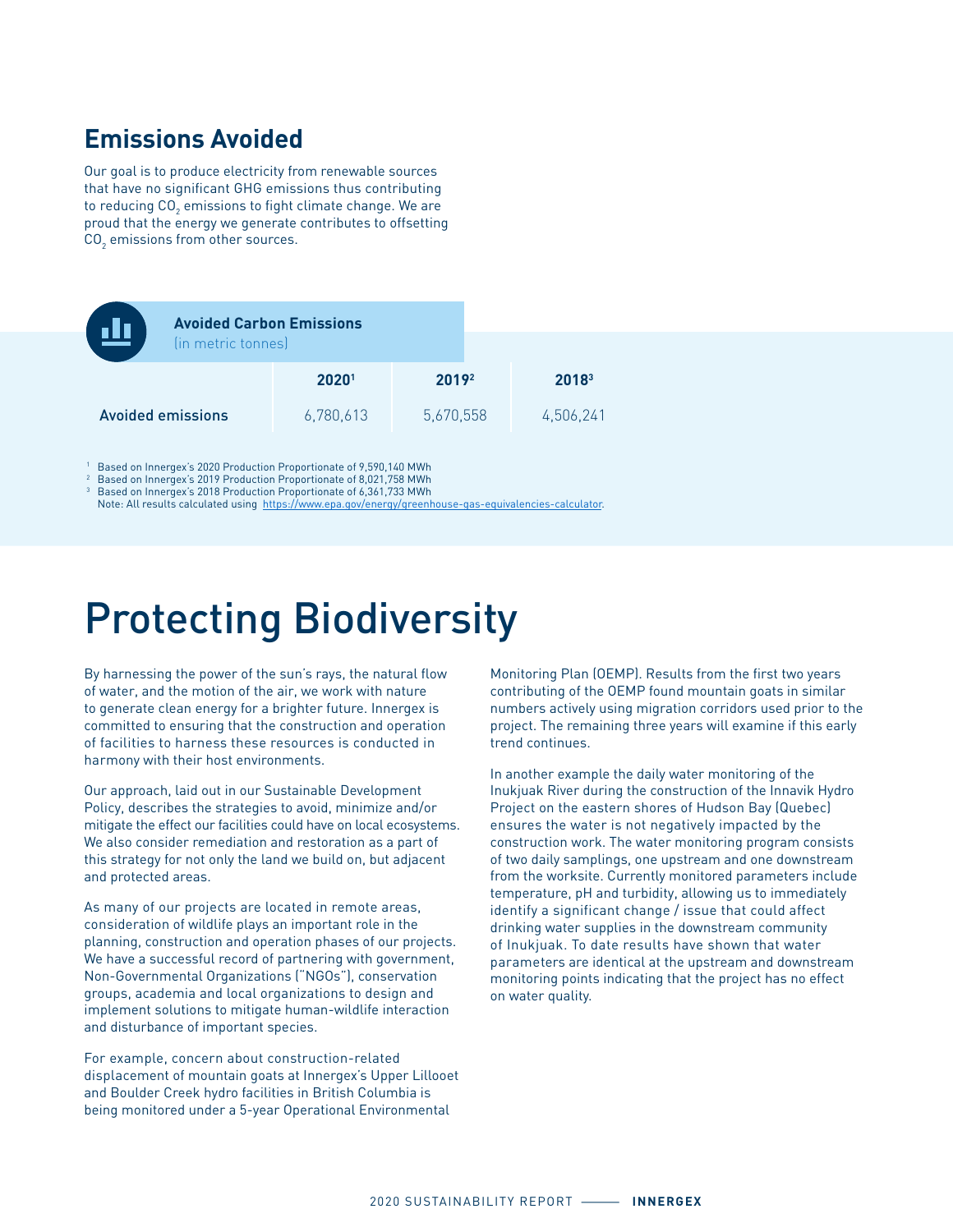## Emissions Avoided

Our goal is to produce electricity from renewable sources that have no significant GHG emissions thus contributing to reducing $CO_2$ emissions to fight climate change. We are proud that the energy we generate contributes to offsetting $CO_2$ emissions from other sources.

**Avoided Carbon Emissions** (in metric tonnes)

| | 2020[1] | 2019[2] | 2018[3] |
|---|---|---|---|
| Avoided emissions | 6,780,613 | 5,670,558 | 4,506,241 |

[1] Based on Innergex's 2020 Production Proportionate of 9,590,140 MWh
[2] Based on Innergex's 2019 Production Proportionate of 8,021,758 MWh
[3] Based on Innergex's 2018 Production Proportionate of 6,361,733 MWh
Note: All results calculated using https://www.epa.gov/energy/greenhouse-gas-equivalencies-calculator.

# Protecting Biodiversity

By harnessing the power of the sun's rays, the natural flow of water, and the motion of the air, we work with nature to generate clean energy for a brighter future. Innergex is committed to ensuring that the construction and operation of facilities to harness these resources is conducted in harmony with their host environments.

Our approach, laid out in our Sustainable Development Policy, describes the strategies to avoid, minimize and/or mitigate the effect our facilities could have on local ecosystems. We also consider remediation and restoration as a part of this strategy for not only the land we build on, but adjacent and protected areas.

As many of our projects are located in remote areas, consideration of wildlife plays an important role in the planning, construction and operation phases of our projects. We have a successful record of partnering with government, Non-Governmental Organizations ("NGOs"), conservation groups, academia and local organizations to design and implement solutions to mitigate human-wildlife interaction and disturbance of important species.

For example, concern about construction-related displacement of mountain goats at Innergex's Upper Lillooet and Boulder Creek hydro facilities in British Columbia is being monitored under a 5-year Operational Environmental Monitoring Plan (OEMP). Results from the first two years contributing of the OEMP found mountain goats in similar numbers actively using migration corridors used prior to the project. The remaining three years will examine if this early trend continues.

In another example the daily water monitoring of the Inukjuak River during the construction of the Innavik Hydro Project on the eastern shores of Hudson Bay (Quebec) ensures the water is not negatively impacted by the construction work. The water monitoring program consists of two daily samplings, one upstream and one downstream from the worksite. Currently monitored parameters include temperature, pH and turbidity, allowing us to immediately identify a significant change / issue that could affect drinking water supplies in the downstream community of Inukjuak. To date results have shown that water parameters are identical at the upstream and downstream monitoring points indicating that the project has no effect on water quality.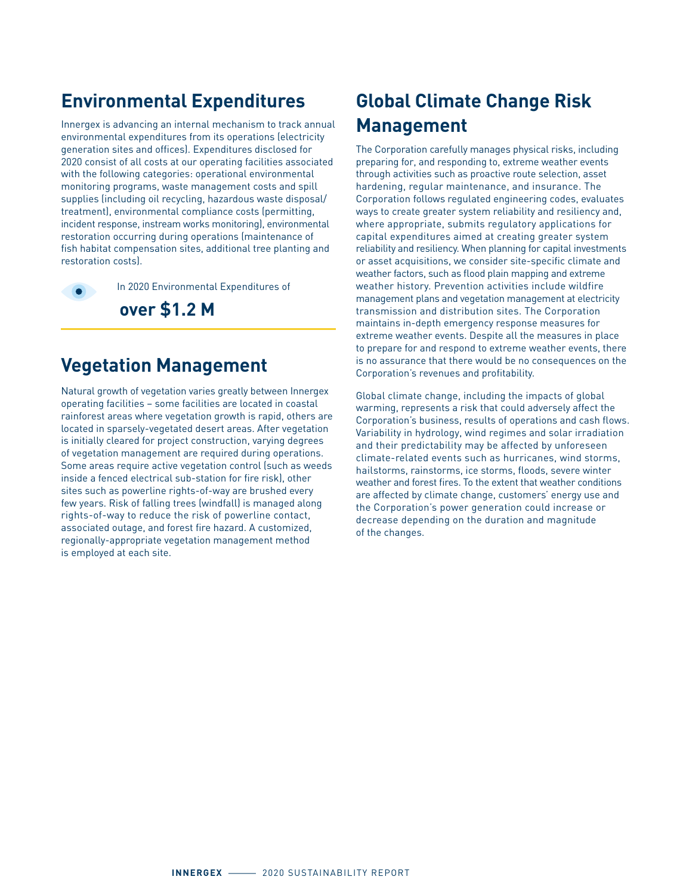## Environmental Expenditures

Innergex is advancing an internal mechanism to track annual environmental expenditures from its operations (electricity generation sites and offices). Expenditures disclosed for 2020 consist of all costs at our operating facilities associated with the following categories: operational environmental monitoring programs, waste management costs and spill supplies (including oil recycling, hazardous waste disposal/treatment), environmental compliance costs (permitting, incident response, instream works monitoring), environmental restoration occurring during operations (maintenance of fish habitat compensation sites, additional tree planting and restoration costs).

In 2020 Environmental Expenditures of

**over $1.2 M**

## Vegetation Management

Natural growth of vegetation varies greatly between Innergex operating facilities – some facilities are located in coastal rainforest areas where vegetation growth is rapid, others are located in sparsely-vegetated desert areas. After vegetation is initially cleared for project construction, varying degrees of vegetation management are required during operations. Some areas require active vegetation control (such as weeds inside a fenced electrical sub-station for fire risk), other sites such as powerline rights-of-way are brushed every few years. Risk of falling trees (windfall) is managed along rights-of-way to reduce the risk of powerline contact, associated outage, and forest fire hazard. A customized, regionally-appropriate vegetation management method is employed at each site.

## Global Climate Change Risk Management

The Corporation carefully manages physical risks, including preparing for, and responding to, extreme weather events through activities such as proactive route selection, asset hardening, regular maintenance, and insurance. The Corporation follows regulated engineering codes, evaluates ways to create greater system reliability and resiliency and, where appropriate, submits regulatory applications for capital expenditures aimed at creating greater system reliability and resiliency. When planning for capital investments or asset acquisitions, we consider site-specific climate and weather factors, such as flood plain mapping and extreme weather history. Prevention activities include wildfire management plans and vegetation management at electricity transmission and distribution sites. The Corporation maintains in-depth emergency response measures for extreme weather events. Despite all the measures in place to prepare for and respond to extreme weather events, there is no assurance that there would be no consequences on the Corporation's revenues and profitability.

Global climate change, including the impacts of global warming, represents a risk that could adversely affect the Corporation's business, results of operations and cash flows. Variability in hydrology, wind regimes and solar irradiation and their predictability may be affected by unforeseen climate-related events such as hurricanes, wind storms, hailstorms, rainstorms, ice storms, floods, severe winter weather and forest fires. To the extent that weather conditions are affected by climate change, customers' energy use and the Corporation's power generation could increase or decrease depending on the duration and magnitude of the changes.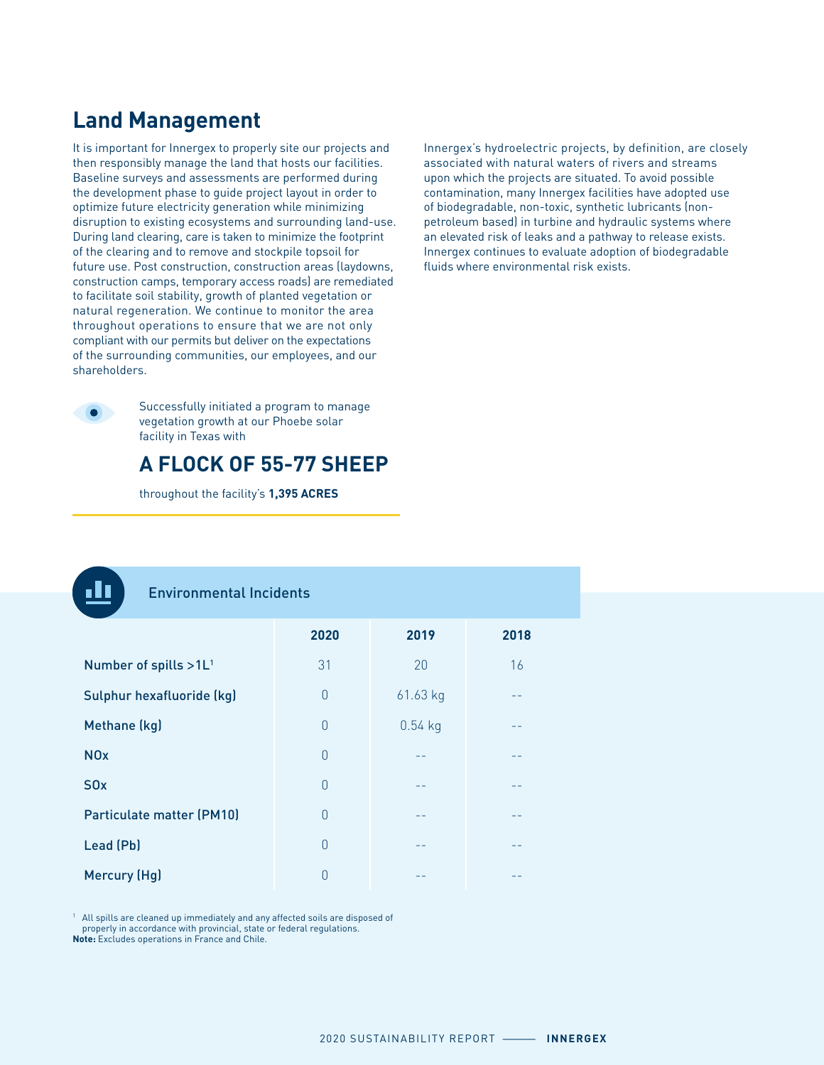## Land Management

It is important for Innergex to properly site our projects and then responsibly manage the land that hosts our facilities. Baseline surveys and assessments are performed during the development phase to guide project layout in order to optimize future electricity generation while minimizing disruption to existing ecosystems and surrounding land-use. During land clearing, care is taken to minimize the footprint of the clearing and to remove and stockpile topsoil for future use. Post construction, construction areas (laydowns, construction camps, temporary access roads) are remediated to facilitate soil stability, growth of planted vegetation or natural regeneration. We continue to monitor the area throughout operations to ensure that we are not only compliant with our permits but deliver on the expectations of the surrounding communities, our employees, and our shareholders.

Successfully initiated a program to manage vegetation growth at our Phoebe solar facility in Texas with

**A FLOCK OF 55-77 SHEEP**

throughout the facility's **1,395 ACRES**

Innergex's hydroelectric projects, by definition, are closely associated with natural waters of rivers and streams upon which the projects are situated. To avoid possible contamination, many Innergex facilities have adopted use of biodegradable, non-toxic, synthetic lubricants (non-petroleum based) in turbine and hydraulic systems where an elevated risk of leaks and a pathway to release exists. Innergex continues to evaluate adoption of biodegradable fluids where environmental risk exists.

### Environmental Incidents

| | 2020 | 2019 | 2018 |
|---|---|---|---|
| Number of spills >1L[1] | 31 | 20 | 16 |
| Sulphur hexafluoride (kg) | 0 | 61.63 kg | -- |
| Methane (kg) | 0 | 0.54 kg | -- |
| NOx | 0 | -- | -- |
| SOx | 0 | -- | -- |
| Particulate matter (PM10) | 0 | -- | -- |
| Lead (Pb) | 0 | -- | -- |
| Mercury (Hg) | 0 | -- | -- |

[1] All spills are cleaned up immediately and any affected soils are disposed of properly in accordance with provincial, state or federal regulations.

**Note:** Excludes operations in France and Chile.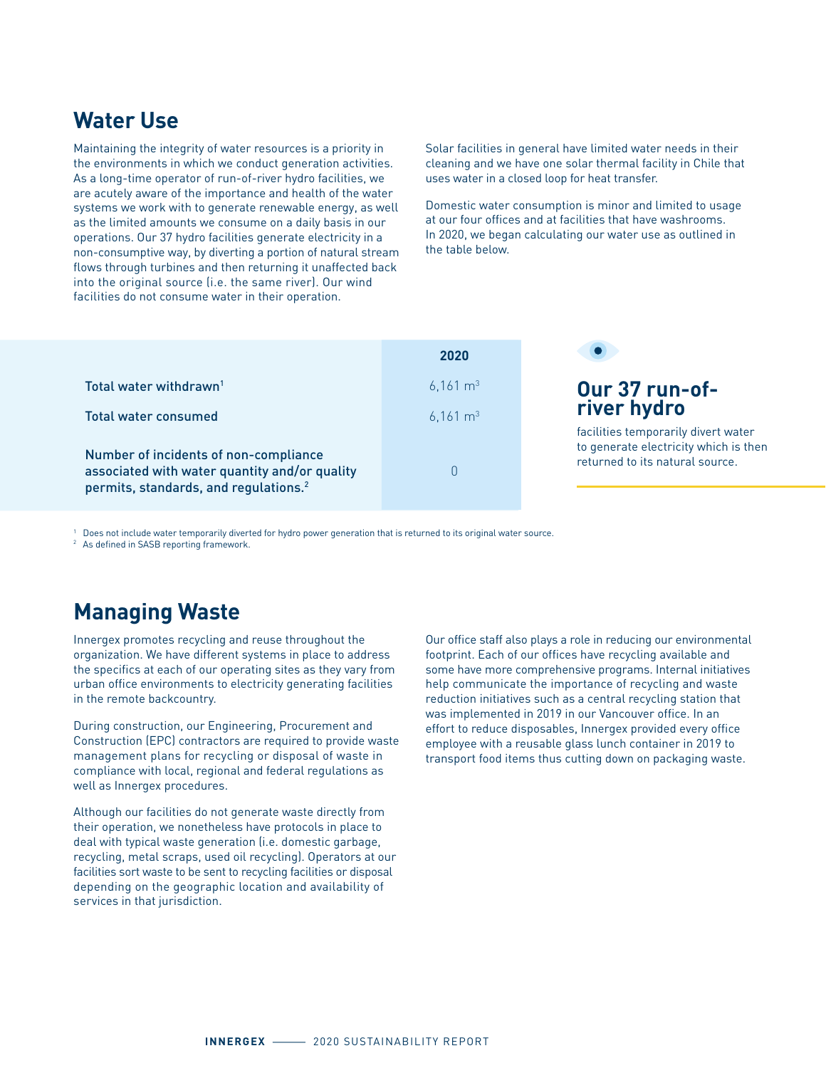## Water Use

Maintaining the integrity of water resources is a priority in the environments in which we conduct generation activities. As a long-time operator of run-of-river hydro facilities, we are acutely aware of the importance and health of the water systems we work with to generate renewable energy, as well as the limited amounts we consume on a daily basis in our operations. Our 37 hydro facilities generate electricity in a non-consumptive way, by diverting a portion of natural stream flows through turbines and then returning it unaffected back into the original source (i.e. the same river). Our wind facilities do not consume water in their operation.

Solar facilities in general have limited water needs in their cleaning and we have one solar thermal facility in Chile that uses water in a closed loop for heat transfer.

Domestic water consumption is minor and limited to usage at our four offices and at facilities that have washrooms. In 2020, we began calculating our water use as outlined in the table below.

| | 2020 |
|---|---|
| Total water withdrawn[1] | 6,161 $m^3$ |
| Total water consumed | 6,161 $m^3$ |
| Number of incidents of non-compliance associated with water quantity and/or quality permits, standards, and regulations.[2] | 0 |

**Our 37 run-of-river hydro** facilities temporarily divert water to generate electricity which is then returned to its natural source.

[1] Does not include water temporarily diverted for hydro power generation that is returned to its original water source.
[2] As defined in SASB reporting framework.

## Managing Waste

Innergex promotes recycling and reuse throughout the organization. We have different systems in place to address the specifics at each of our operating sites as they vary from urban office environments to electricity generating facilities in the remote backcountry.

During construction, our Engineering, Procurement and Construction (EPC) contractors are required to provide waste management plans for recycling or disposal of waste in compliance with local, regional and federal regulations as well as Innergex procedures.

Although our facilities do not generate waste directly from their operation, we nonetheless have protocols in place to deal with typical waste generation (i.e. domestic garbage, recycling, metal scraps, used oil recycling). Operators at our facilities sort waste to be sent to recycling facilities or disposal depending on the geographic location and availability of services in that jurisdiction.

Our office staff also plays a role in reducing our environmental footprint. Each of our offices have recycling available and some have more comprehensive programs. Internal initiatives help communicate the importance of recycling and waste reduction initiatives such as a central recycling station that was implemented in 2019 in our Vancouver office. In an effort to reduce disposables, Innergex provided every office employee with a reusable glass lunch container in 2019 to transport food items thus cutting down on packaging waste.